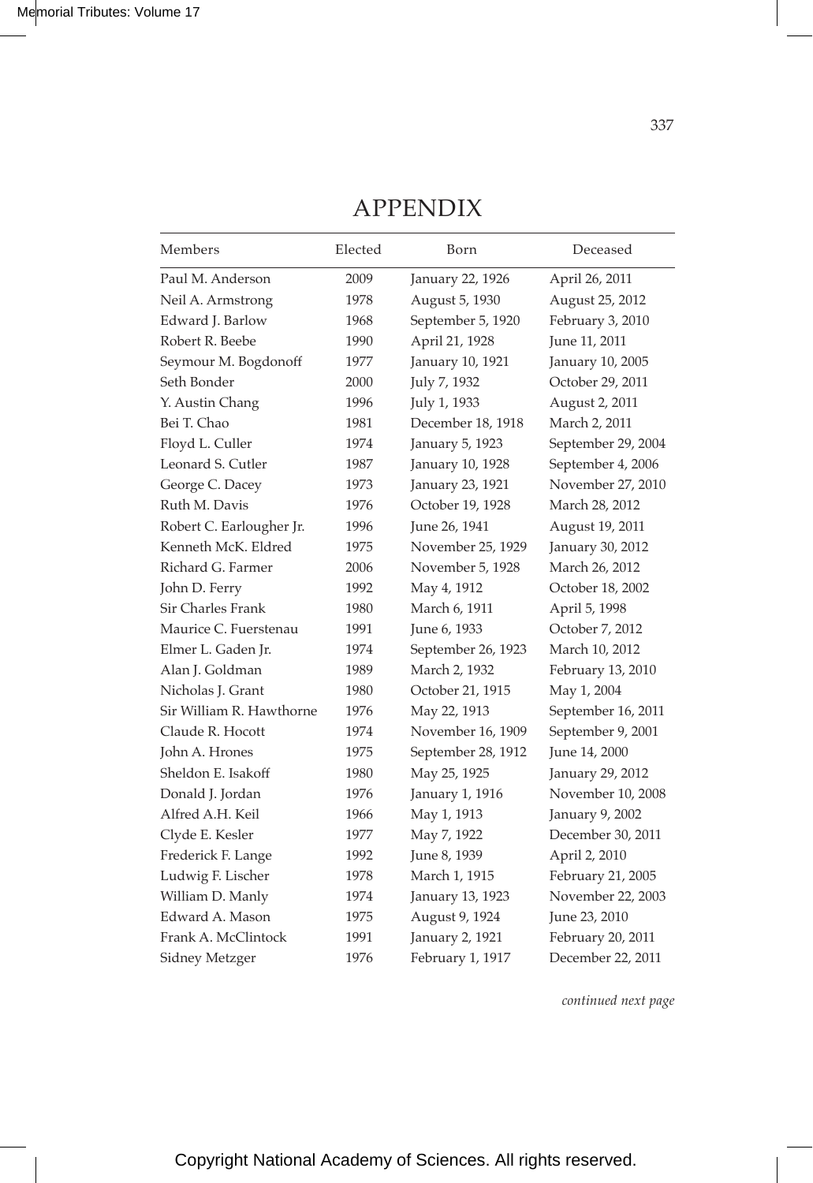# APPENDIX

| Members | Elected | Born | Deceased |
|---|---|---|---|
| Paul M. Anderson | 2009 | January 22, 1926 | April 26, 2011 |
| Neil A. Armstrong | 1978 | August 5, 1930 | August 25, 2012 |
| Edward J. Barlow | 1968 | September 5, 1920 | February 3, 2010 |
| Robert R. Beebe | 1990 | April 21, 1928 | June 11, 2011 |
| Seymour M. Bogdonoff | 1977 | January 10, 1921 | January 10, 2005 |
| Seth Bonder | 2000 | July 7, 1932 | October 29, 2011 |
| Y. Austin Chang | 1996 | July 1, 1933 | August 2, 2011 |
| Bei T. Chao | 1981 | December 18, 1918 | March 2, 2011 |
| Floyd L. Culler | 1974 | January 5, 1923 | September 29, 2004 |
| Leonard S. Cutler | 1987 | January 10, 1928 | September 4, 2006 |
| George C. Dacey | 1973 | January 23, 1921 | November 27, 2010 |
| Ruth M. Davis | 1976 | October 19, 1928 | March 28, 2012 |
| Robert C. Earlougher Jr. | 1996 | June 26, 1941 | August 19, 2011 |
| Kenneth McK. Eldred | 1975 | November 25, 1929 | January 30, 2012 |
| Richard G. Farmer | 2006 | November 5, 1928 | March 26, 2012 |
| John D. Ferry | 1992 | May 4, 1912 | October 18, 2002 |
| Sir Charles Frank | 1980 | March 6, 1911 | April 5, 1998 |
| Maurice C. Fuerstenau | 1991 | June 6, 1933 | October 7, 2012 |
| Elmer L. Gaden Jr. | 1974 | September 26, 1923 | March 10, 2012 |
| Alan J. Goldman | 1989 | March 2, 1932 | February 13, 2010 |
| Nicholas J. Grant | 1980 | October 21, 1915 | May 1, 2004 |
| Sir William R. Hawthorne | 1976 | May 22, 1913 | September 16, 2011 |
| Claude R. Hocott | 1974 | November 16, 1909 | September 9, 2001 |
| John A. Hrones | 1975 | September 28, 1912 | June 14, 2000 |
| Sheldon E. Isakoff | 1980 | May 25, 1925 | January 29, 2012 |
| Donald J. Jordan | 1976 | January 1, 1916 | November 10, 2008 |
| Alfred A.H. Keil | 1966 | May 1, 1913 | January 9, 2002 |
| Clyde E. Kesler | 1977 | May 7, 1922 | December 30, 2011 |
| Frederick F. Lange | 1992 | June 8, 1939 | April 2, 2010 |
| Ludwig F. Lischer | 1978 | March 1, 1915 | February 21, 2005 |
| William D. Manly | 1974 | January 13, 1923 | November 22, 2003 |
| Edward A. Mason | 1975 | August 9, 1924 | June 23, 2010 |
| Frank A. McClintock | 1991 | January 2, 1921 | February 20, 2011 |
| Sidney Metzger | 1976 | February 1, 1917 | December 22, 2011 |

*continued next page*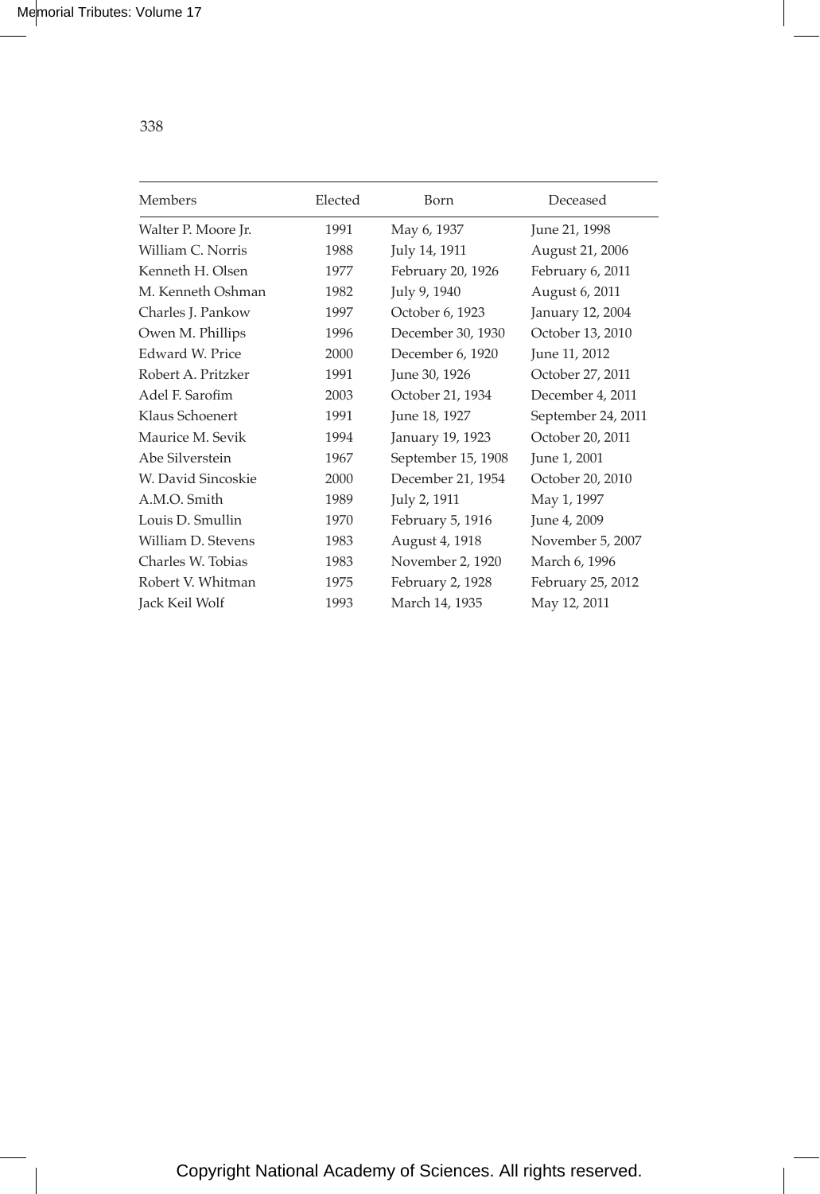| Members | Elected | Born | Deceased |
|---|---|---|---|
| Walter P. Moore Jr. | 1991 | May 6, 1937 | June 21, 1998 |
| William C. Norris | 1988 | July 14, 1911 | August 21, 2006 |
| Kenneth H. Olsen | 1977 | February 20, 1926 | February 6, 2011 |
| M. Kenneth Oshman | 1982 | July 9, 1940 | August 6, 2011 |
| Charles J. Pankow | 1997 | October 6, 1923 | January 12, 2004 |
| Owen M. Phillips | 1996 | December 30, 1930 | October 13, 2010 |
| Edward W. Price | 2000 | December 6, 1920 | June 11, 2012 |
| Robert A. Pritzker | 1991 | June 30, 1926 | October 27, 2011 |
| Adel F. Sarofim | 2003 | October 21, 1934 | December 4, 2011 |
| Klaus Schoenert | 1991 | June 18, 1927 | September 24, 2011 |
| Maurice M. Sevik | 1994 | January 19, 1923 | October 20, 2011 |
| Abe Silverstein | 1967 | September 15, 1908 | June 1, 2001 |
| W. David Sincoskie | 2000 | December 21, 1954 | October 20, 2010 |
| A.M.O. Smith | 1989 | July 2, 1911 | May 1, 1997 |
| Louis D. Smullin | 1970 | February 5, 1916 | June 4, 2009 |
| William D. Stevens | 1983 | August 4, 1918 | November 5, 2007 |
| Charles W. Tobias | 1983 | November 2, 1920 | March 6, 1996 |
| Robert V. Whitman | 1975 | February 2, 1928 | February 25, 2012 |
| Jack Keil Wolf | 1993 | March 14, 1935 | May 12, 2011 |